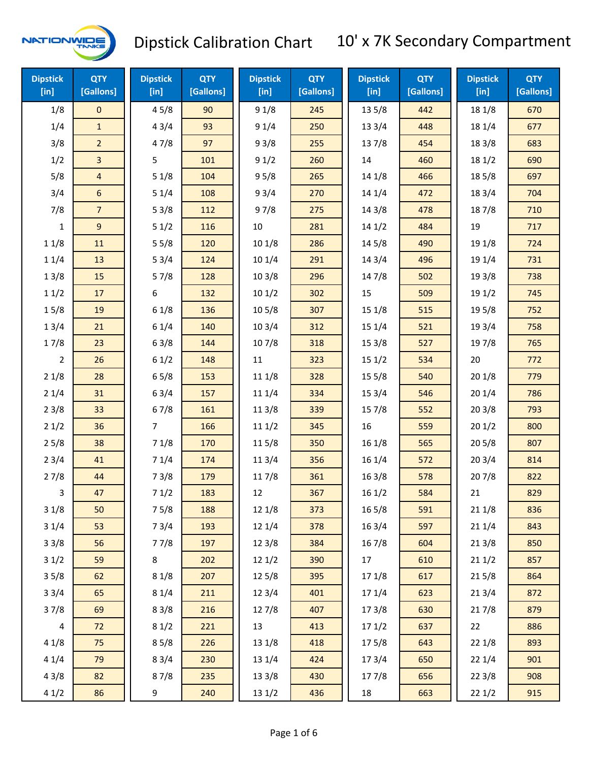# Dipstick Calibration Chart

## 10' x 7K Secondary Compartment

| Dipstick [in] | QTY [Gallons] | Dipstick [in] | QTY [Gallons] | Dipstick [in] | QTY [Gallons] | Dipstick [in] | QTY [Gallons] | Dipstick [in] | QTY [Gallons] |
|---|---|---|---|---|---|---|---|---|---|
| 1/8 | 0 | 4 5/8 | 90 | 9 1/8 | 245 | 13 5/8 | 442 | 18 1/8 | 670 |
| 1/4 | 1 | 4 3/4 | 93 | 9 1/4 | 250 | 13 3/4 | 448 | 18 1/4 | 677 |
| 3/8 | 2 | 4 7/8 | 97 | 9 3/8 | 255 | 13 7/8 | 454 | 18 3/8 | 683 |
| 1/2 | 3 | 5 | 101 | 9 1/2 | 260 | 14 | 460 | 18 1/2 | 690 |
| 5/8 | 4 | 5 1/8 | 104 | 9 5/8 | 265 | 14 1/8 | 466 | 18 5/8 | 697 |
| 3/4 | 6 | 5 1/4 | 108 | 9 3/4 | 270 | 14 1/4 | 472 | 18 3/4 | 704 |
| 7/8 | 7 | 5 3/8 | 112 | 9 7/8 | 275 | 14 3/8 | 478 | 18 7/8 | 710 |
| 1 | 9 | 5 1/2 | 116 | 10 | 281 | 14 1/2 | 484 | 19 | 717 |
| 1 1/8 | 11 | 5 5/8 | 120 | 10 1/8 | 286 | 14 5/8 | 490 | 19 1/8 | 724 |
| 1 1/4 | 13 | 5 3/4 | 124 | 10 1/4 | 291 | 14 3/4 | 496 | 19 1/4 | 731 |
| 1 3/8 | 15 | 5 7/8 | 128 | 10 3/8 | 296 | 14 7/8 | 502 | 19 3/8 | 738 |
| 1 1/2 | 17 | 6 | 132 | 10 1/2 | 302 | 15 | 509 | 19 1/2 | 745 |
| 1 5/8 | 19 | 6 1/8 | 136 | 10 5/8 | 307 | 15 1/8 | 515 | 19 5/8 | 752 |
| 1 3/4 | 21 | 6 1/4 | 140 | 10 3/4 | 312 | 15 1/4 | 521 | 19 3/4 | 758 |
| 1 7/8 | 23 | 6 3/8 | 144 | 10 7/8 | 318 | 15 3/8 | 527 | 19 7/8 | 765 |
| 2 | 26 | 6 1/2 | 148 | 11 | 323 | 15 1/2 | 534 | 20 | 772 |
| 2 1/8 | 28 | 6 5/8 | 153 | 11 1/8 | 328 | 15 5/8 | 540 | 20 1/8 | 779 |
| 2 1/4 | 31 | 6 3/4 | 157 | 11 1/4 | 334 | 15 3/4 | 546 | 20 1/4 | 786 |
| 2 3/8 | 33 | 6 7/8 | 161 | 11 3/8 | 339 | 15 7/8 | 552 | 20 3/8 | 793 |
| 2 1/2 | 36 | 7 | 166 | 11 1/2 | 345 | 16 | 559 | 20 1/2 | 800 |
| 2 5/8 | 38 | 7 1/8 | 170 | 11 5/8 | 350 | 16 1/8 | 565 | 20 5/8 | 807 |
| 2 3/4 | 41 | 7 1/4 | 174 | 11 3/4 | 356 | 16 1/4 | 572 | 20 3/4 | 814 |
| 2 7/8 | 44 | 7 3/8 | 179 | 11 7/8 | 361 | 16 3/8 | 578 | 20 7/8 | 822 |
| 3 | 47 | 7 1/2 | 183 | 12 | 367 | 16 1/2 | 584 | 21 | 829 |
| 3 1/8 | 50 | 7 5/8 | 188 | 12 1/8 | 373 | 16 5/8 | 591 | 21 1/8 | 836 |
| 3 1/4 | 53 | 7 3/4 | 193 | 12 1/4 | 378 | 16 3/4 | 597 | 21 1/4 | 843 |
| 3 3/8 | 56 | 7 7/8 | 197 | 12 3/8 | 384 | 16 7/8 | 604 | 21 3/8 | 850 |
| 3 1/2 | 59 | 8 | 202 | 12 1/2 | 390 | 17 | 610 | 21 1/2 | 857 |
| 3 5/8 | 62 | 8 1/8 | 207 | 12 5/8 | 395 | 17 1/8 | 617 | 21 5/8 | 864 |
| 3 3/4 | 65 | 8 1/4 | 211 | 12 3/4 | 401 | 17 1/4 | 623 | 21 3/4 | 872 |
| 3 7/8 | 69 | 8 3/8 | 216 | 12 7/8 | 407 | 17 3/8 | 630 | 21 7/8 | 879 |
| 4 | 72 | 8 1/2 | 221 | 13 | 413 | 17 1/2 | 637 | 22 | 886 |
| 4 1/8 | 75 | 8 5/8 | 226 | 13 1/8 | 418 | 17 5/8 | 643 | 22 1/8 | 893 |
| 4 1/4 | 79 | 8 3/4 | 230 | 13 1/4 | 424 | 17 3/4 | 650 | 22 1/4 | 901 |
| 4 3/8 | 82 | 8 7/8 | 235 | 13 3/8 | 430 | 17 7/8 | 656 | 22 3/8 | 908 |
| 4 1/2 | 86 | 9 | 240 | 13 1/2 | 436 | 18 | 663 | 22 1/2 | 915 |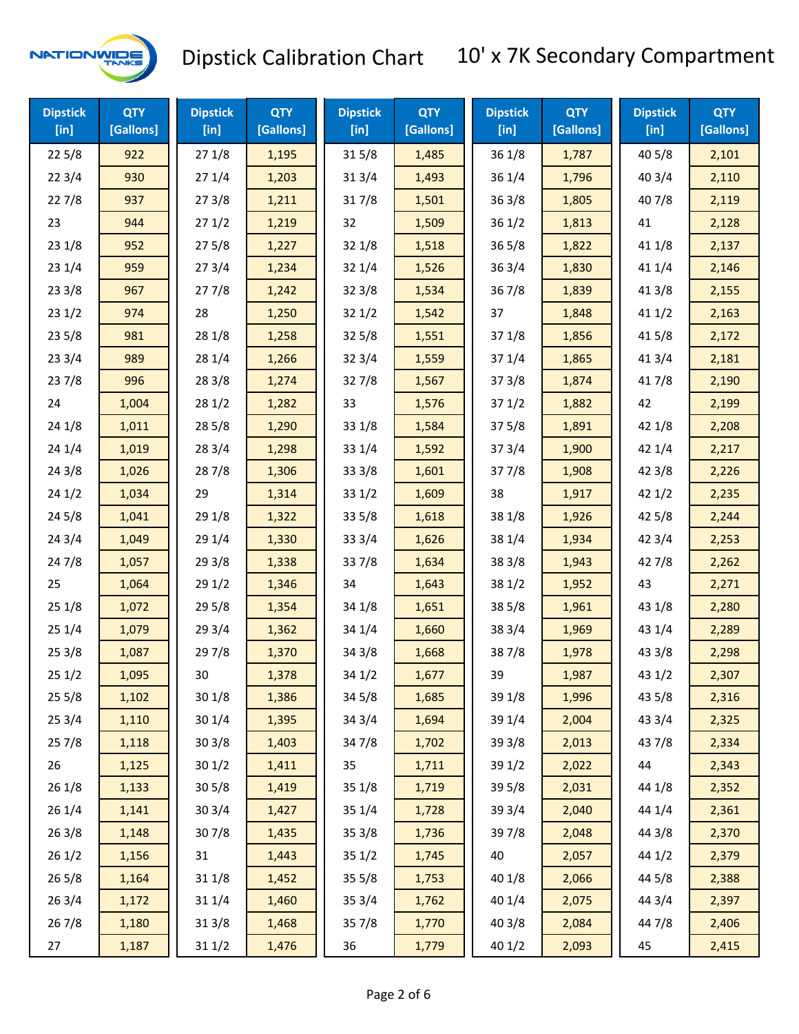# Dipstick Calibration Chart

## 10' x 7K Secondary Compartment

| Dipstick [in] | QTY [Gallons] | Dipstick [in] | QTY [Gallons] | Dipstick [in] | QTY [Gallons] | Dipstick [in] | QTY [Gallons] | Dipstick [in] | QTY [Gallons] |
|---|---|---|---|---|---|---|---|---|---|
| 22 5/8 | 922 | 27 1/8 | 1,195 | 31 5/8 | 1,485 | 36 1/8 | 1,787 | 40 5/8 | 2,101 |
| 22 3/4 | 930 | 27 1/4 | 1,203 | 31 3/4 | 1,493 | 36 1/4 | 1,796 | 40 3/4 | 2,110 |
| 22 7/8 | 937 | 27 3/8 | 1,211 | 31 7/8 | 1,501 | 36 3/8 | 1,805 | 40 7/8 | 2,119 |
| 23 | 944 | 27 1/2 | 1,219 | 32 | 1,509 | 36 1/2 | 1,813 | 41 | 2,128 |
| 23 1/8 | 952 | 27 5/8 | 1,227 | 32 1/8 | 1,518 | 36 5/8 | 1,822 | 41 1/8 | 2,137 |
| 23 1/4 | 959 | 27 3/4 | 1,234 | 32 1/4 | 1,526 | 36 3/4 | 1,830 | 41 1/4 | 2,146 |
| 23 3/8 | 967 | 27 7/8 | 1,242 | 32 3/8 | 1,534 | 36 7/8 | 1,839 | 41 3/8 | 2,155 |
| 23 1/2 | 974 | 28 | 1,250 | 32 1/2 | 1,542 | 37 | 1,848 | 41 1/2 | 2,163 |
| 23 5/8 | 981 | 28 1/8 | 1,258 | 32 5/8 | 1,551 | 37 1/8 | 1,856 | 41 5/8 | 2,172 |
| 23 3/4 | 989 | 28 1/4 | 1,266 | 32 3/4 | 1,559 | 37 1/4 | 1,865 | 41 3/4 | 2,181 |
| 23 7/8 | 996 | 28 3/8 | 1,274 | 32 7/8 | 1,567 | 37 3/8 | 1,874 | 41 7/8 | 2,190 |
| 24 | 1,004 | 28 1/2 | 1,282 | 33 | 1,576 | 37 1/2 | 1,882 | 42 | 2,199 |
| 24 1/8 | 1,011 | 28 5/8 | 1,290 | 33 1/8 | 1,584 | 37 5/8 | 1,891 | 42 1/8 | 2,208 |
| 24 1/4 | 1,019 | 28 3/4 | 1,298 | 33 1/4 | 1,592 | 37 3/4 | 1,900 | 42 1/4 | 2,217 |
| 24 3/8 | 1,026 | 28 7/8 | 1,306 | 33 3/8 | 1,601 | 37 7/8 | 1,908 | 42 3/8 | 2,226 |
| 24 1/2 | 1,034 | 29 | 1,314 | 33 1/2 | 1,609 | 38 | 1,917 | 42 1/2 | 2,235 |
| 24 5/8 | 1,041 | 29 1/8 | 1,322 | 33 5/8 | 1,618 | 38 1/8 | 1,926 | 42 5/8 | 2,244 |
| 24 3/4 | 1,049 | 29 1/4 | 1,330 | 33 3/4 | 1,626 | 38 1/4 | 1,934 | 42 3/4 | 2,253 |
| 24 7/8 | 1,057 | 29 3/8 | 1,338 | 33 7/8 | 1,634 | 38 3/8 | 1,943 | 42 7/8 | 2,262 |
| 25 | 1,064 | 29 1/2 | 1,346 | 34 | 1,643 | 38 1/2 | 1,952 | 43 | 2,271 |
| 25 1/8 | 1,072 | 29 5/8 | 1,354 | 34 1/8 | 1,651 | 38 5/8 | 1,961 | 43 1/8 | 2,280 |
| 25 1/4 | 1,079 | 29 3/4 | 1,362 | 34 1/4 | 1,660 | 38 3/4 | 1,969 | 43 1/4 | 2,289 |
| 25 3/8 | 1,087 | 29 7/8 | 1,370 | 34 3/8 | 1,668 | 38 7/8 | 1,978 | 43 3/8 | 2,298 |
| 25 1/2 | 1,095 | 30 | 1,378 | 34 1/2 | 1,677 | 39 | 1,987 | 43 1/2 | 2,307 |
| 25 5/8 | 1,102 | 30 1/8 | 1,386 | 34 5/8 | 1,685 | 39 1/8 | 1,996 | 43 5/8 | 2,316 |
| 25 3/4 | 1,110 | 30 1/4 | 1,395 | 34 3/4 | 1,694 | 39 1/4 | 2,004 | 43 3/4 | 2,325 |
| 25 7/8 | 1,118 | 30 3/8 | 1,403 | 34 7/8 | 1,702 | 39 3/8 | 2,013 | 43 7/8 | 2,334 |
| 26 | 1,125 | 30 1/2 | 1,411 | 35 | 1,711 | 39 1/2 | 2,022 | 44 | 2,343 |
| 26 1/8 | 1,133 | 30 5/8 | 1,419 | 35 1/8 | 1,719 | 39 5/8 | 2,031 | 44 1/8 | 2,352 |
| 26 1/4 | 1,141 | 30 3/4 | 1,427 | 35 1/4 | 1,728 | 39 3/4 | 2,040 | 44 1/4 | 2,361 |
| 26 3/8 | 1,148 | 30 7/8 | 1,435 | 35 3/8 | 1,736 | 39 7/8 | 2,048 | 44 3/8 | 2,370 |
| 26 1/2 | 1,156 | 31 | 1,443 | 35 1/2 | 1,745 | 40 | 2,057 | 44 1/2 | 2,379 |
| 26 5/8 | 1,164 | 31 1/8 | 1,452 | 35 5/8 | 1,753 | 40 1/8 | 2,066 | 44 5/8 | 2,388 |
| 26 3/4 | 1,172 | 31 1/4 | 1,460 | 35 3/4 | 1,762 | 40 1/4 | 2,075 | 44 3/4 | 2,397 |
| 26 7/8 | 1,180 | 31 3/8 | 1,468 | 35 7/8 | 1,770 | 40 3/8 | 2,084 | 44 7/8 | 2,406 |
| 27 | 1,187 | 31 1/2 | 1,476 | 36 | 1,779 | 40 1/2 | 2,093 | 45 | 2,415 |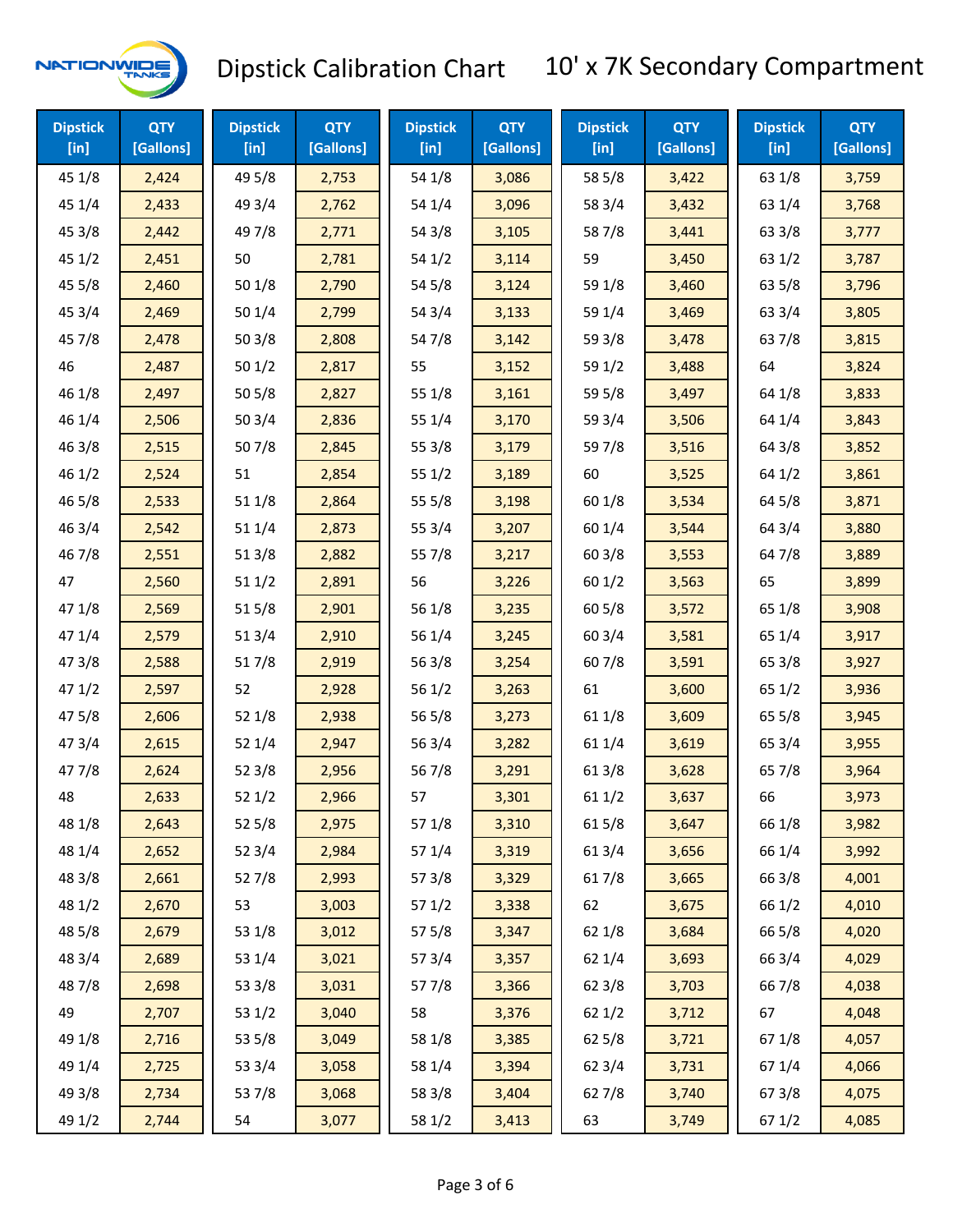# Dipstick Calibration Chart

## 10' x 7K Secondary Compartment

| Dipstick [in] | QTY [Gallons] | Dipstick [in] | QTY [Gallons] | Dipstick [in] | QTY [Gallons] | Dipstick [in] | QTY [Gallons] | Dipstick [in] | QTY [Gallons] |
|---|---|---|---|---|---|---|---|---|---|
| 45 1/8 | 2,424 | 49 5/8 | 2,753 | 54 1/8 | 3,086 | 58 5/8 | 3,422 | 63 1/8 | 3,759 |
| 45 1/4 | 2,433 | 49 3/4 | 2,762 | 54 1/4 | 3,096 | 58 3/4 | 3,432 | 63 1/4 | 3,768 |
| 45 3/8 | 2,442 | 49 7/8 | 2,771 | 54 3/8 | 3,105 | 58 7/8 | 3,441 | 63 3/8 | 3,777 |
| 45 1/2 | 2,451 | 50 | 2,781 | 54 1/2 | 3,114 | 59 | 3,450 | 63 1/2 | 3,787 |
| 45 5/8 | 2,460 | 50 1/8 | 2,790 | 54 5/8 | 3,124 | 59 1/8 | 3,460 | 63 5/8 | 3,796 |
| 45 3/4 | 2,469 | 50 1/4 | 2,799 | 54 3/4 | 3,133 | 59 1/4 | 3,469 | 63 3/4 | 3,805 |
| 45 7/8 | 2,478 | 50 3/8 | 2,808 | 54 7/8 | 3,142 | 59 3/8 | 3,478 | 63 7/8 | 3,815 |
| 46 | 2,487 | 50 1/2 | 2,817 | 55 | 3,152 | 59 1/2 | 3,488 | 64 | 3,824 |
| 46 1/8 | 2,497 | 50 5/8 | 2,827 | 55 1/8 | 3,161 | 59 5/8 | 3,497 | 64 1/8 | 3,833 |
| 46 1/4 | 2,506 | 50 3/4 | 2,836 | 55 1/4 | 3,170 | 59 3/4 | 3,506 | 64 1/4 | 3,843 |
| 46 3/8 | 2,515 | 50 7/8 | 2,845 | 55 3/8 | 3,179 | 59 7/8 | 3,516 | 64 3/8 | 3,852 |
| 46 1/2 | 2,524 | 51 | 2,854 | 55 1/2 | 3,189 | 60 | 3,525 | 64 1/2 | 3,861 |
| 46 5/8 | 2,533 | 51 1/8 | 2,864 | 55 5/8 | 3,198 | 60 1/8 | 3,534 | 64 5/8 | 3,871 |
| 46 3/4 | 2,542 | 51 1/4 | 2,873 | 55 3/4 | 3,207 | 60 1/4 | 3,544 | 64 3/4 | 3,880 |
| 46 7/8 | 2,551 | 51 3/8 | 2,882 | 55 7/8 | 3,217 | 60 3/8 | 3,553 | 64 7/8 | 3,889 |
| 47 | 2,560 | 51 1/2 | 2,891 | 56 | 3,226 | 60 1/2 | 3,563 | 65 | 3,899 |
| 47 1/8 | 2,569 | 51 5/8 | 2,901 | 56 1/8 | 3,235 | 60 5/8 | 3,572 | 65 1/8 | 3,908 |
| 47 1/4 | 2,579 | 51 3/4 | 2,910 | 56 1/4 | 3,245 | 60 3/4 | 3,581 | 65 1/4 | 3,917 |
| 47 3/8 | 2,588 | 51 7/8 | 2,919 | 56 3/8 | 3,254 | 60 7/8 | 3,591 | 65 3/8 | 3,927 |
| 47 1/2 | 2,597 | 52 | 2,928 | 56 1/2 | 3,263 | 61 | 3,600 | 65 1/2 | 3,936 |
| 47 5/8 | 2,606 | 52 1/8 | 2,938 | 56 5/8 | 3,273 | 61 1/8 | 3,609 | 65 5/8 | 3,945 |
| 47 3/4 | 2,615 | 52 1/4 | 2,947 | 56 3/4 | 3,282 | 61 1/4 | 3,619 | 65 3/4 | 3,955 |
| 47 7/8 | 2,624 | 52 3/8 | 2,956 | 56 7/8 | 3,291 | 61 3/8 | 3,628 | 65 7/8 | 3,964 |
| 48 | 2,633 | 52 1/2 | 2,966 | 57 | 3,301 | 61 1/2 | 3,637 | 66 | 3,973 |
| 48 1/8 | 2,643 | 52 5/8 | 2,975 | 57 1/8 | 3,310 | 61 5/8 | 3,647 | 66 1/8 | 3,982 |
| 48 1/4 | 2,652 | 52 3/4 | 2,984 | 57 1/4 | 3,319 | 61 3/4 | 3,656 | 66 1/4 | 3,992 |
| 48 3/8 | 2,661 | 52 7/8 | 2,993 | 57 3/8 | 3,329 | 61 7/8 | 3,665 | 66 3/8 | 4,001 |
| 48 1/2 | 2,670 | 53 | 3,003 | 57 1/2 | 3,338 | 62 | 3,675 | 66 1/2 | 4,010 |
| 48 5/8 | 2,679 | 53 1/8 | 3,012 | 57 5/8 | 3,347 | 62 1/8 | 3,684 | 66 5/8 | 4,020 |
| 48 3/4 | 2,689 | 53 1/4 | 3,021 | 57 3/4 | 3,357 | 62 1/4 | 3,693 | 66 3/4 | 4,029 |
| 48 7/8 | 2,698 | 53 3/8 | 3,031 | 57 7/8 | 3,366 | 62 3/8 | 3,703 | 66 7/8 | 4,038 |
| 49 | 2,707 | 53 1/2 | 3,040 | 58 | 3,376 | 62 1/2 | 3,712 | 67 | 4,048 |
| 49 1/8 | 2,716 | 53 5/8 | 3,049 | 58 1/8 | 3,385 | 62 5/8 | 3,721 | 67 1/8 | 4,057 |
| 49 1/4 | 2,725 | 53 3/4 | 3,058 | 58 1/4 | 3,394 | 62 3/4 | 3,731 | 67 1/4 | 4,066 |
| 49 3/8 | 2,734 | 53 7/8 | 3,068 | 58 3/8 | 3,404 | 62 7/8 | 3,740 | 67 3/8 | 4,075 |
| 49 1/2 | 2,744 | 54 | 3,077 | 58 1/2 | 3,413 | 63 | 3,749 | 67 1/2 | 4,085 |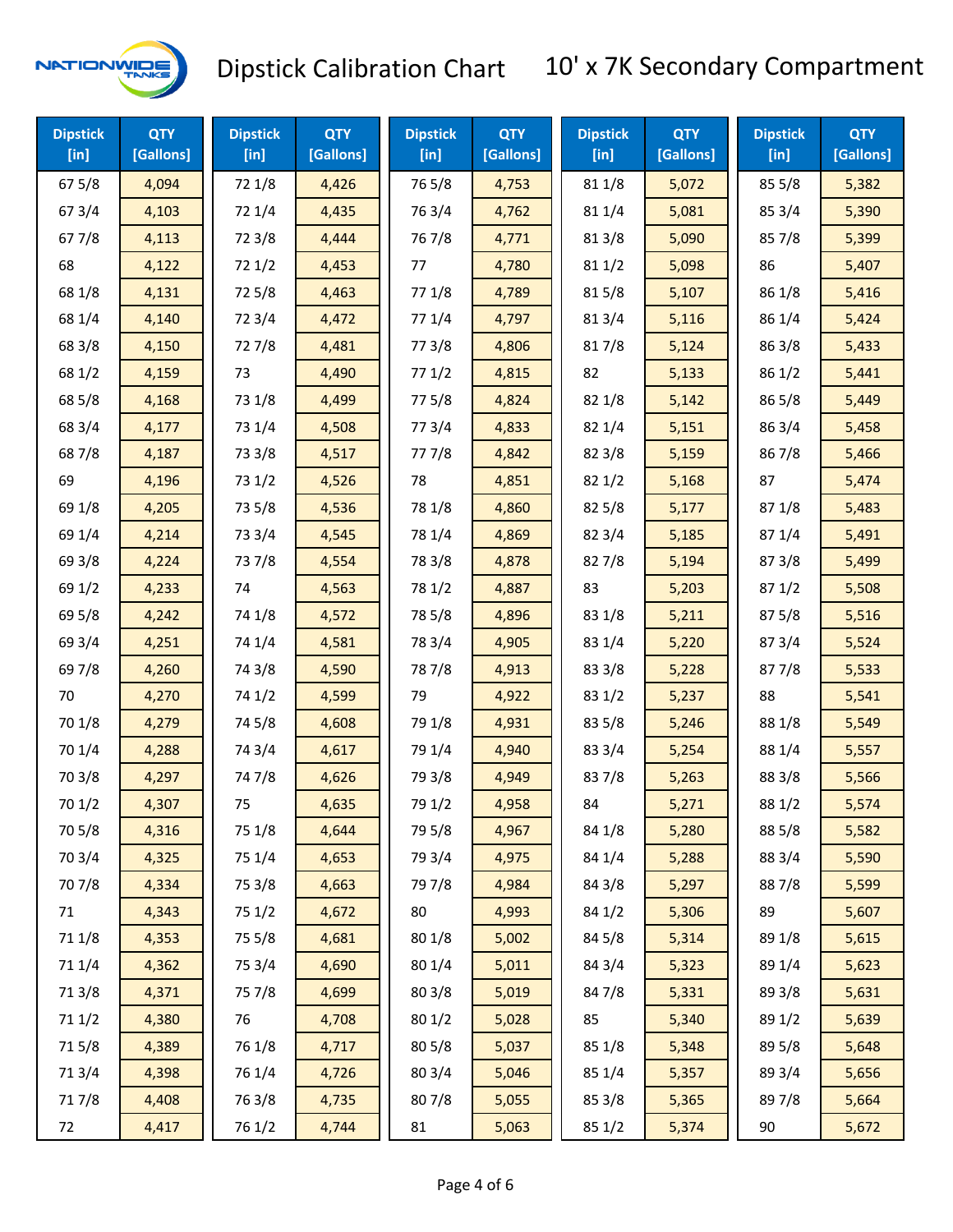# Dipstick Calibration Chart

## 10' x 7K Secondary Compartment

| Dipstick [in] | QTY [Gallons] | Dipstick [in] | QTY [Gallons] | Dipstick [in] | QTY [Gallons] | Dipstick [in] | QTY [Gallons] | Dipstick [in] | QTY [Gallons] |
|---|---|---|---|---|---|---|---|---|---|
| 67 5/8 | 4,094 | 72 1/8 | 4,426 | 76 5/8 | 4,753 | 81 1/8 | 5,072 | 85 5/8 | 5,382 |
| 67 3/4 | 4,103 | 72 1/4 | 4,435 | 76 3/4 | 4,762 | 81 1/4 | 5,081 | 85 3/4 | 5,390 |
| 67 7/8 | 4,113 | 72 3/8 | 4,444 | 76 7/8 | 4,771 | 81 3/8 | 5,090 | 85 7/8 | 5,399 |
| 68 | 4,122 | 72 1/2 | 4,453 | 77 | 4,780 | 81 1/2 | 5,098 | 86 | 5,407 |
| 68 1/8 | 4,131 | 72 5/8 | 4,463 | 77 1/8 | 4,789 | 81 5/8 | 5,107 | 86 1/8 | 5,416 |
| 68 1/4 | 4,140 | 72 3/4 | 4,472 | 77 1/4 | 4,797 | 81 3/4 | 5,116 | 86 1/4 | 5,424 |
| 68 3/8 | 4,150 | 72 7/8 | 4,481 | 77 3/8 | 4,806 | 81 7/8 | 5,124 | 86 3/8 | 5,433 |
| 68 1/2 | 4,159 | 73 | 4,490 | 77 1/2 | 4,815 | 82 | 5,133 | 86 1/2 | 5,441 |
| 68 5/8 | 4,168 | 73 1/8 | 4,499 | 77 5/8 | 4,824 | 82 1/8 | 5,142 | 86 5/8 | 5,449 |
| 68 3/4 | 4,177 | 73 1/4 | 4,508 | 77 3/4 | 4,833 | 82 1/4 | 5,151 | 86 3/4 | 5,458 |
| 68 7/8 | 4,187 | 73 3/8 | 4,517 | 77 7/8 | 4,842 | 82 3/8 | 5,159 | 86 7/8 | 5,466 |
| 69 | 4,196 | 73 1/2 | 4,526 | 78 | 4,851 | 82 1/2 | 5,168 | 87 | 5,474 |
| 69 1/8 | 4,205 | 73 5/8 | 4,536 | 78 1/8 | 4,860 | 82 5/8 | 5,177 | 87 1/8 | 5,483 |
| 69 1/4 | 4,214 | 73 3/4 | 4,545 | 78 1/4 | 4,869 | 82 3/4 | 5,185 | 87 1/4 | 5,491 |
| 69 3/8 | 4,224 | 73 7/8 | 4,554 | 78 3/8 | 4,878 | 82 7/8 | 5,194 | 87 3/8 | 5,499 |
| 69 1/2 | 4,233 | 74 | 4,563 | 78 1/2 | 4,887 | 83 | 5,203 | 87 1/2 | 5,508 |
| 69 5/8 | 4,242 | 74 1/8 | 4,572 | 78 5/8 | 4,896 | 83 1/8 | 5,211 | 87 5/8 | 5,516 |
| 69 3/4 | 4,251 | 74 1/4 | 4,581 | 78 3/4 | 4,905 | 83 1/4 | 5,220 | 87 3/4 | 5,524 |
| 69 7/8 | 4,260 | 74 3/8 | 4,590 | 78 7/8 | 4,913 | 83 3/8 | 5,228 | 87 7/8 | 5,533 |
| 70 | 4,270 | 74 1/2 | 4,599 | 79 | 4,922 | 83 1/2 | 5,237 | 88 | 5,541 |
| 70 1/8 | 4,279 | 74 5/8 | 4,608 | 79 1/8 | 4,931 | 83 5/8 | 5,246 | 88 1/8 | 5,549 |
| 70 1/4 | 4,288 | 74 3/4 | 4,617 | 79 1/4 | 4,940 | 83 3/4 | 5,254 | 88 1/4 | 5,557 |
| 70 3/8 | 4,297 | 74 7/8 | 4,626 | 79 3/8 | 4,949 | 83 7/8 | 5,263 | 88 3/8 | 5,566 |
| 70 1/2 | 4,307 | 75 | 4,635 | 79 1/2 | 4,958 | 84 | 5,271 | 88 1/2 | 5,574 |
| 70 5/8 | 4,316 | 75 1/8 | 4,644 | 79 5/8 | 4,967 | 84 1/8 | 5,280 | 88 5/8 | 5,582 |
| 70 3/4 | 4,325 | 75 1/4 | 4,653 | 79 3/4 | 4,975 | 84 1/4 | 5,288 | 88 3/4 | 5,590 |
| 70 7/8 | 4,334 | 75 3/8 | 4,663 | 79 7/8 | 4,984 | 84 3/8 | 5,297 | 88 7/8 | 5,599 |
| 71 | 4,343 | 75 1/2 | 4,672 | 80 | 4,993 | 84 1/2 | 5,306 | 89 | 5,607 |
| 71 1/8 | 4,353 | 75 5/8 | 4,681 | 80 1/8 | 5,002 | 84 5/8 | 5,314 | 89 1/8 | 5,615 |
| 71 1/4 | 4,362 | 75 3/4 | 4,690 | 80 1/4 | 5,011 | 84 3/4 | 5,323 | 89 1/4 | 5,623 |
| 71 3/8 | 4,371 | 75 7/8 | 4,699 | 80 3/8 | 5,019 | 84 7/8 | 5,331 | 89 3/8 | 5,631 |
| 71 1/2 | 4,380 | 76 | 4,708 | 80 1/2 | 5,028 | 85 | 5,340 | 89 1/2 | 5,639 |
| 71 5/8 | 4,389 | 76 1/8 | 4,717 | 80 5/8 | 5,037 | 85 1/8 | 5,348 | 89 5/8 | 5,648 |
| 71 3/4 | 4,398 | 76 1/4 | 4,726 | 80 3/4 | 5,046 | 85 1/4 | 5,357 | 89 3/4 | 5,656 |
| 71 7/8 | 4,408 | 76 3/8 | 4,735 | 80 7/8 | 5,055 | 85 3/8 | 5,365 | 89 7/8 | 5,664 |
| 72 | 4,417 | 76 1/2 | 4,744 | 81 | 5,063 | 85 1/2 | 5,374 | 90 | 5,672 |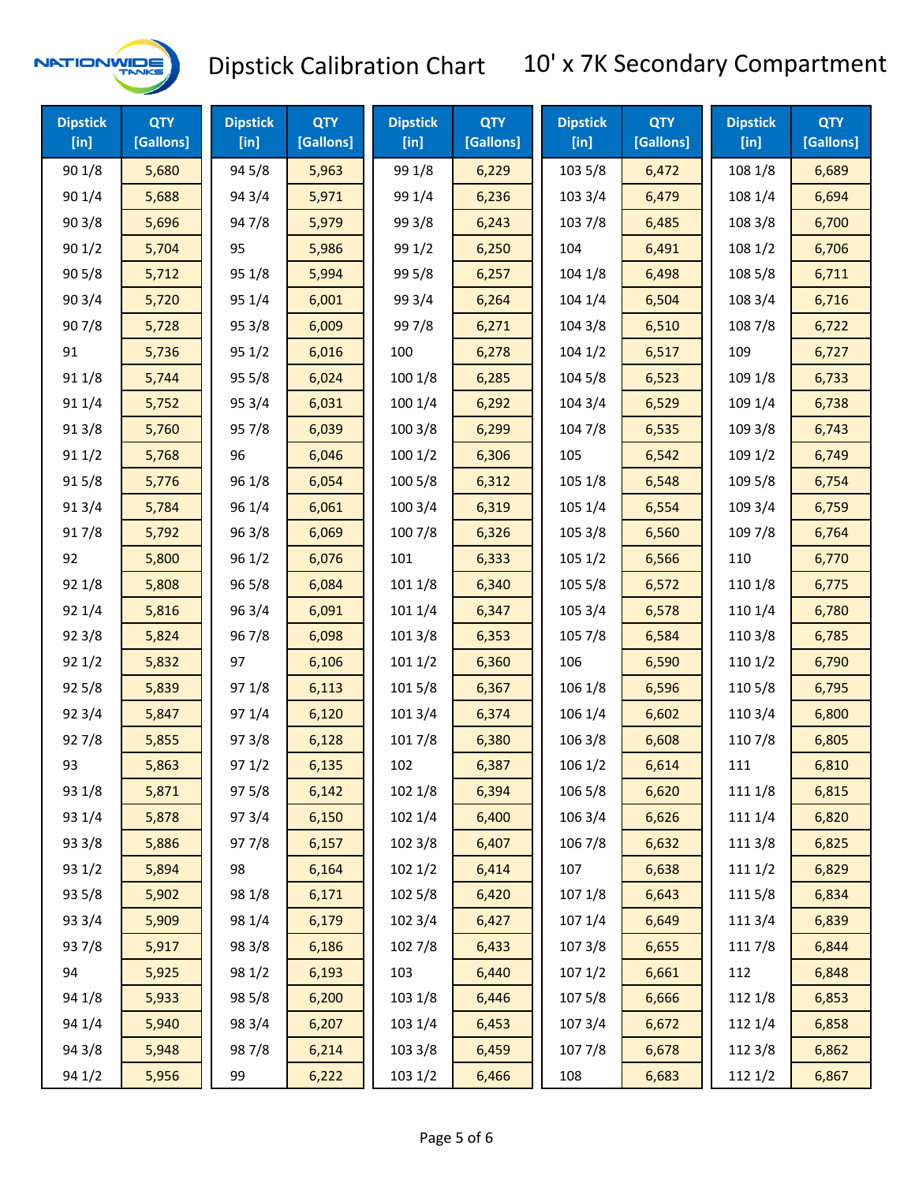# Dipstick Calibration Chart

## 10' x 7K Secondary Compartment

| Dipstick [in] | QTY [Gallons] | Dipstick [in] | QTY [Gallons] | Dipstick [in] | QTY [Gallons] | Dipstick [in] | QTY [Gallons] | Dipstick [in] | QTY [Gallons] |
|---|---|---|---|---|---|---|---|---|---|
| 90 1/8 | 5,680 | 94 5/8 | 5,963 | 99 1/8 | 6,229 | 103 5/8 | 6,472 | 108 1/8 | 6,689 |
| 90 1/4 | 5,688 | 94 3/4 | 5,971 | 99 1/4 | 6,236 | 103 3/4 | 6,479 | 108 1/4 | 6,694 |
| 90 3/8 | 5,696 | 94 7/8 | 5,979 | 99 3/8 | 6,243 | 103 7/8 | 6,485 | 108 3/8 | 6,700 |
| 90 1/2 | 5,704 | 95 | 5,986 | 99 1/2 | 6,250 | 104 | 6,491 | 108 1/2 | 6,706 |
| 90 5/8 | 5,712 | 95 1/8 | 5,994 | 99 5/8 | 6,257 | 104 1/8 | 6,498 | 108 5/8 | 6,711 |
| 90 3/4 | 5,720 | 95 1/4 | 6,001 | 99 3/4 | 6,264 | 104 1/4 | 6,504 | 108 3/4 | 6,716 |
| 90 7/8 | 5,728 | 95 3/8 | 6,009 | 99 7/8 | 6,271 | 104 3/8 | 6,510 | 108 7/8 | 6,722 |
| 91 | 5,736 | 95 1/2 | 6,016 | 100 | 6,278 | 104 1/2 | 6,517 | 109 | 6,727 |
| 91 1/8 | 5,744 | 95 5/8 | 6,024 | 100 1/8 | 6,285 | 104 5/8 | 6,523 | 109 1/8 | 6,733 |
| 91 1/4 | 5,752 | 95 3/4 | 6,031 | 100 1/4 | 6,292 | 104 3/4 | 6,529 | 109 1/4 | 6,738 |
| 91 3/8 | 5,760 | 95 7/8 | 6,039 | 100 3/8 | 6,299 | 104 7/8 | 6,535 | 109 3/8 | 6,743 |
| 91 1/2 | 5,768 | 96 | 6,046 | 100 1/2 | 6,306 | 105 | 6,542 | 109 1/2 | 6,749 |
| 91 5/8 | 5,776 | 96 1/8 | 6,054 | 100 5/8 | 6,312 | 105 1/8 | 6,548 | 109 5/8 | 6,754 |
| 91 3/4 | 5,784 | 96 1/4 | 6,061 | 100 3/4 | 6,319 | 105 1/4 | 6,554 | 109 3/4 | 6,759 |
| 91 7/8 | 5,792 | 96 3/8 | 6,069 | 100 7/8 | 6,326 | 105 3/8 | 6,560 | 109 7/8 | 6,764 |
| 92 | 5,800 | 96 1/2 | 6,076 | 101 | 6,333 | 105 1/2 | 6,566 | 110 | 6,770 |
| 92 1/8 | 5,808 | 96 5/8 | 6,084 | 101 1/8 | 6,340 | 105 5/8 | 6,572 | 110 1/8 | 6,775 |
| 92 1/4 | 5,816 | 96 3/4 | 6,091 | 101 1/4 | 6,347 | 105 3/4 | 6,578 | 110 1/4 | 6,780 |
| 92 3/8 | 5,824 | 96 7/8 | 6,098 | 101 3/8 | 6,353 | 105 7/8 | 6,584 | 110 3/8 | 6,785 |
| 92 1/2 | 5,832 | 97 | 6,106 | 101 1/2 | 6,360 | 106 | 6,590 | 110 1/2 | 6,790 |
| 92 5/8 | 5,839 | 97 1/8 | 6,113 | 101 5/8 | 6,367 | 106 1/8 | 6,596 | 110 5/8 | 6,795 |
| 92 3/4 | 5,847 | 97 1/4 | 6,120 | 101 3/4 | 6,374 | 106 1/4 | 6,602 | 110 3/4 | 6,800 |
| 92 7/8 | 5,855 | 97 3/8 | 6,128 | 101 7/8 | 6,380 | 106 3/8 | 6,608 | 110 7/8 | 6,805 |
| 93 | 5,863 | 97 1/2 | 6,135 | 102 | 6,387 | 106 1/2 | 6,614 | 111 | 6,810 |
| 93 1/8 | 5,871 | 97 5/8 | 6,142 | 102 1/8 | 6,394 | 106 5/8 | 6,620 | 111 1/8 | 6,815 |
| 93 1/4 | 5,878 | 97 3/4 | 6,150 | 102 1/4 | 6,400 | 106 3/4 | 6,626 | 111 1/4 | 6,820 |
| 93 3/8 | 5,886 | 97 7/8 | 6,157 | 102 3/8 | 6,407 | 106 7/8 | 6,632 | 111 3/8 | 6,825 |
| 93 1/2 | 5,894 | 98 | 6,164 | 102 1/2 | 6,414 | 107 | 6,638 | 111 1/2 | 6,829 |
| 93 5/8 | 5,902 | 98 1/8 | 6,171 | 102 5/8 | 6,420 | 107 1/8 | 6,643 | 111 5/8 | 6,834 |
| 93 3/4 | 5,909 | 98 1/4 | 6,179 | 102 3/4 | 6,427 | 107 1/4 | 6,649 | 111 3/4 | 6,839 |
| 93 7/8 | 5,917 | 98 3/8 | 6,186 | 102 7/8 | 6,433 | 107 3/8 | 6,655 | 111 7/8 | 6,844 |
| 94 | 5,925 | 98 1/2 | 6,193 | 103 | 6,440 | 107 1/2 | 6,661 | 112 | 6,848 |
| 94 1/8 | 5,933 | 98 5/8 | 6,200 | 103 1/8 | 6,446 | 107 5/8 | 6,666 | 112 1/8 | 6,853 |
| 94 1/4 | 5,940 | 98 3/4 | 6,207 | 103 1/4 | 6,453 | 107 3/4 | 6,672 | 112 1/4 | 6,858 |
| 94 3/8 | 5,948 | 98 7/8 | 6,214 | 103 3/8 | 6,459 | 107 7/8 | 6,678 | 112 3/8 | 6,862 |
| 94 1/2 | 5,956 | 99 | 6,222 | 103 1/2 | 6,466 | 108 | 6,683 | 112 1/2 | 6,867 |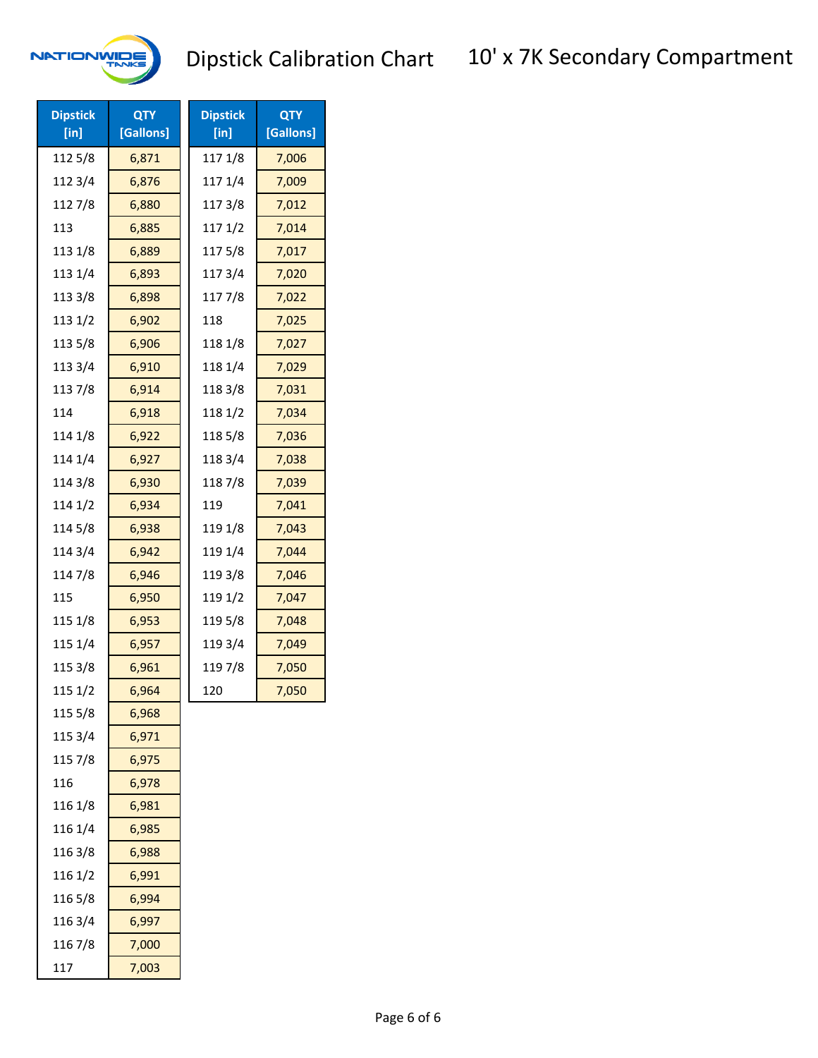# Dipstick Calibration Chart

## 10' x 7K Secondary Compartment

| Dipstick [in] | QTY [Gallons] |
|---|---|
| 112 5/8 | 6,871 |
| 112 3/4 | 6,876 |
| 112 7/8 | 6,880 |
| 113 | 6,885 |
| 113 1/8 | 6,889 |
| 113 1/4 | 6,893 |
| 113 3/8 | 6,898 |
| 113 1/2 | 6,902 |
| 113 5/8 | 6,906 |
| 113 3/4 | 6,910 |
| 113 7/8 | 6,914 |
| 114 | 6,918 |
| 114 1/8 | 6,922 |
| 114 1/4 | 6,927 |
| 114 3/8 | 6,930 |
| 114 1/2 | 6,934 |
| 114 5/8 | 6,938 |
| 114 3/4 | 6,942 |
| 114 7/8 | 6,946 |
| 115 | 6,950 |
| 115 1/8 | 6,953 |
| 115 1/4 | 6,957 |
| 115 3/8 | 6,961 |
| 115 1/2 | 6,964 |
| 115 5/8 | 6,968 |
| 115 3/4 | 6,971 |
| 115 7/8 | 6,975 |
| 116 | 6,978 |
| 116 1/8 | 6,981 |
| 116 1/4 | 6,985 |
| 116 3/8 | 6,988 |
| 116 1/2 | 6,991 |
| 116 5/8 | 6,994 |
| 116 3/4 | 6,997 |
| 116 7/8 | 7,000 |
| 117 | 7,003 |
| 117 1/8 | 7,006 |
| 117 1/4 | 7,009 |
| 117 3/8 | 7,012 |
| 117 1/2 | 7,014 |
| 117 5/8 | 7,017 |
| 117 3/4 | 7,020 |
| 117 7/8 | 7,022 |
| 118 | 7,025 |
| 118 1/8 | 7,027 |
| 118 1/4 | 7,029 |
| 118 3/8 | 7,031 |
| 118 1/2 | 7,034 |
| 118 5/8 | 7,036 |
| 118 3/4 | 7,038 |
| 118 7/8 | 7,039 |
| 119 | 7,041 |
| 119 1/8 | 7,043 |
| 119 1/4 | 7,044 |
| 119 3/8 | 7,046 |
| 119 1/2 | 7,047 |
| 119 5/8 | 7,048 |
| 119 3/4 | 7,049 |
| 119 7/8 | 7,050 |
| 120 | 7,050 |